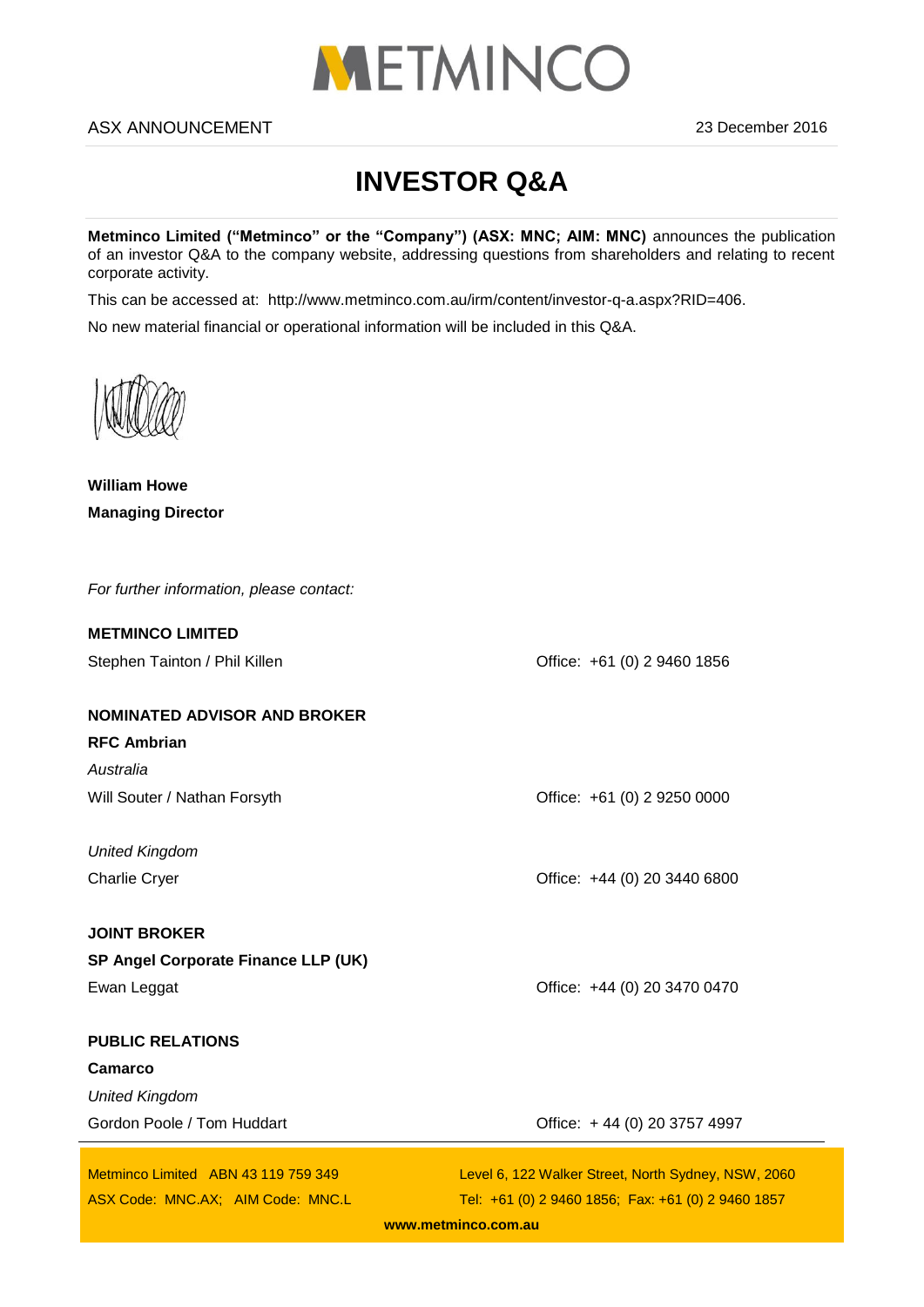# METMINCO

ASX ANNOUNCEMENT 23 December 2016

## INVESTOR Q&A

**Metminco Limited ("Metminco" or the "Company") (ASX: MNC; AIM: MNC)** announces the publication of an investor Q&A to the company website, addressing questions from shareholders and relating to recent corporate activity.

This can be accessed at: http://www.metminco.com.au/irm/content/investor-q-a.aspx?RID=406.

No new material financial or operational information will be included in this Q&A.

**William Howe**
**Managing Director**

*For further information, please contact:*

**METMINCO LIMITED**

Stephen Tainton / Phil Killen — Office: +61 (0) 2 9460 1856

**NOMINATED ADVISOR AND BROKER**

**RFC Ambrian**

*Australia*

Will Souter / Nathan Forsyth — Office: +61 (0) 2 9250 0000

*United Kingdom*

Charlie Cryer — Office: +44 (0) 20 3440 6800

**JOINT BROKER**

**SP Angel Corporate Finance LLP (UK)**

Ewan Leggat — Office: +44 (0) 20 3470 0470

**PUBLIC RELATIONS**

**Camarco**

*United Kingdom*

Gordon Poole / Tom Huddart — Office: + 44 (0) 20 3757 4997

Metminco Limited ABN 43 119 759 349
ASX Code: MNC.AX; AIM Code: MNC.L
Level 6, 122 Walker Street, North Sydney, NSW, 2060
Tel: +61 (0) 2 9460 1856; Fax: +61 (0) 2 9460 1857
**www.metminco.com.au**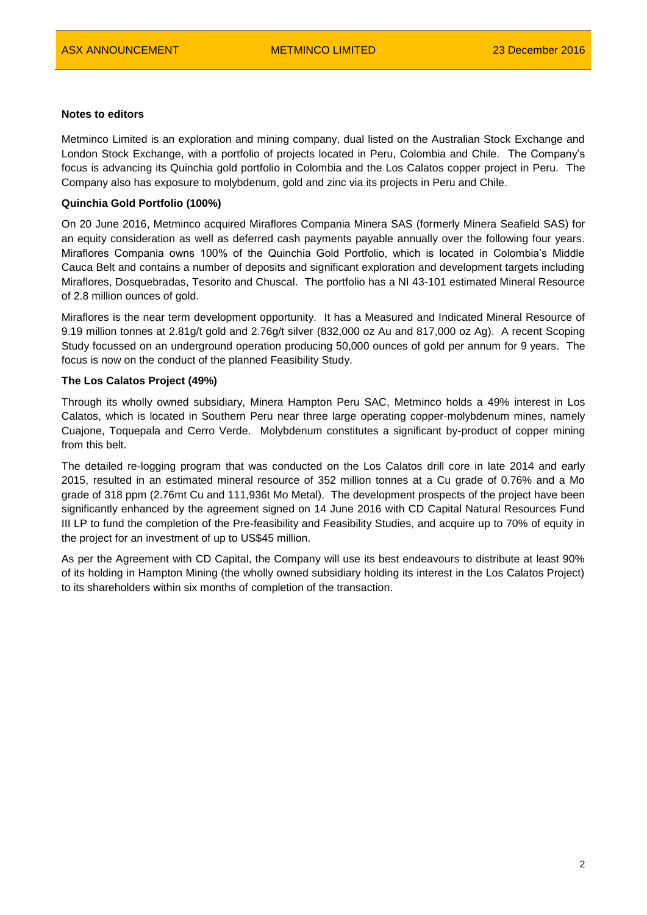**Notes to editors**

Metminco Limited is an exploration and mining company, dual listed on the Australian Stock Exchange and London Stock Exchange, with a portfolio of projects located in Peru, Colombia and Chile. The Company's focus is advancing its Quinchia gold portfolio in Colombia and the Los Calatos copper project in Peru. The Company also has exposure to molybdenum, gold and zinc via its projects in Peru and Chile.

**Quinchia Gold Portfolio (100%)**

On 20 June 2016, Metminco acquired Miraflores Compania Minera SAS (formerly Minera Seafield SAS) for an equity consideration as well as deferred cash payments payable annually over the following four years. Miraflores Compania owns 100% of the Quinchia Gold Portfolio, which is located in Colombia's Middle Cauca Belt and contains a number of deposits and significant exploration and development targets including Miraflores, Dosquebradas, Tesorito and Chuscal. The portfolio has a NI 43-101 estimated Mineral Resource of 2.8 million ounces of gold.

Miraflores is the near term development opportunity. It has a Measured and Indicated Mineral Resource of 9.19 million tonnes at 2.81g/t gold and 2.76g/t silver (832,000 oz Au and 817,000 oz Ag). A recent Scoping Study focussed on an underground operation producing 50,000 ounces of gold per annum for 9 years. The focus is now on the conduct of the planned Feasibility Study.

**The Los Calatos Project (49%)**

Through its wholly owned subsidiary, Minera Hampton Peru SAC, Metminco holds a 49% interest in Los Calatos, which is located in Southern Peru near three large operating copper-molybdenum mines, namely Cuajone, Toquepala and Cerro Verde. Molybdenum constitutes a significant by-product of copper mining from this belt.

The detailed re-logging program that was conducted on the Los Calatos drill core in late 2014 and early 2015, resulted in an estimated mineral resource of 352 million tonnes at a Cu grade of 0.76% and a Mo grade of 318 ppm (2.76mt Cu and 111,936t Mo Metal). The development prospects of the project have been significantly enhanced by the agreement signed on 14 June 2016 with CD Capital Natural Resources Fund III LP to fund the completion of the Pre-feasibility and Feasibility Studies, and acquire up to 70% of equity in the project for an investment of up to US$45 million.

As per the Agreement with CD Capital, the Company will use its best endeavours to distribute at least 90% of its holding in Hampton Mining (the wholly owned subsidiary holding its interest in the Los Calatos Project) to its shareholders within six months of completion of the transaction.